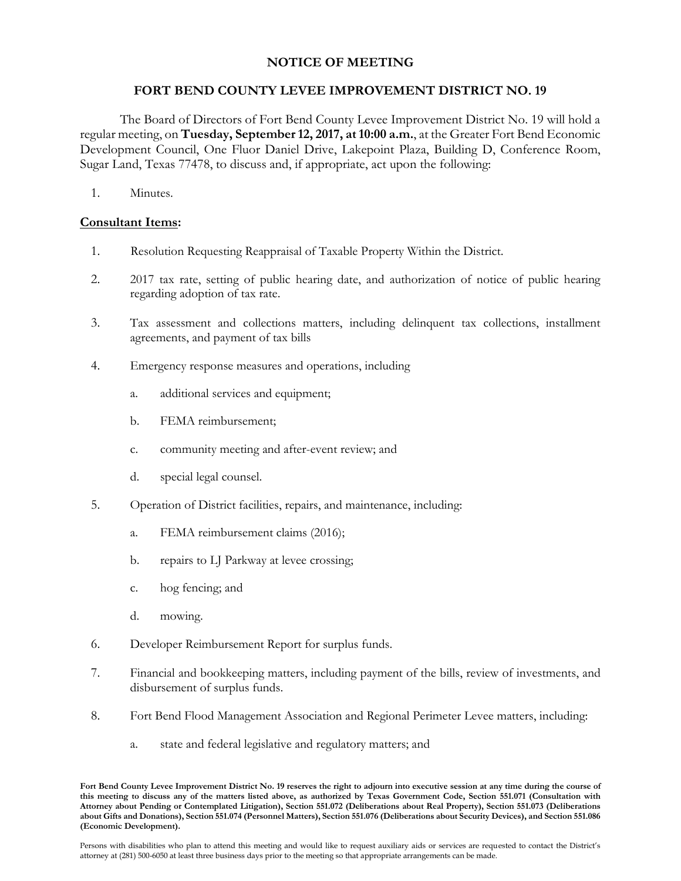# NOTICE OF MEETING

## FORT BEND COUNTY LEVEE IMPROVEMENT DISTRICT NO. 19

The Board of Directors of Fort Bend County Levee Improvement District No. 19 will hold a regular meeting, on **Tuesday, September 12, 2017, at 10:00 a.m.**, at the Greater Fort Bend Economic Development Council, One Fluor Daniel Drive, Lakepoint Plaza, Building D, Conference Room, Sugar Land, Texas 77478, to discuss and, if appropriate, act upon the following:

1. Minutes.

**Consultant Items:**

1. Resolution Requesting Reappraisal of Taxable Property Within the District.
2. 2017 tax rate, setting of public hearing date, and authorization of notice of public hearing regarding adoption of tax rate.
3. Tax assessment and collections matters, including delinquent tax collections, installment agreements, and payment of tax bills
4. Emergency response measures and operations, including
   a. additional services and equipment;
   b. FEMA reimbursement;
   c. community meeting and after-event review; and
   d. special legal counsel.
5. Operation of District facilities, repairs, and maintenance, including:
   a. FEMA reimbursement claims (2016);
   b. repairs to LJ Parkway at levee crossing;
   c. hog fencing; and
   d. mowing.
6. Developer Reimbursement Report for surplus funds.
7. Financial and bookkeeping matters, including payment of the bills, review of investments, and disbursement of surplus funds.
8. Fort Bend Flood Management Association and Regional Perimeter Levee matters, including:
   a. state and federal legislative and regulatory matters; and

**Fort Bend County Levee Improvement District No. 19 reserves the right to adjourn into executive session at any time during the course of this meeting to discuss any of the matters listed above, as authorized by Texas Government Code, Section 551.071 (Consultation with Attorney about Pending or Contemplated Litigation), Section 551.072 (Deliberations about Real Property), Section 551.073 (Deliberations about Gifts and Donations), Section 551.074 (Personnel Matters), Section 551.076 (Deliberations about Security Devices), and Section 551.086 (Economic Development).**

Persons with disabilities who plan to attend this meeting and would like to request auxiliary aids or services are requested to contact the District's attorney at (281) 500-6050 at least three business days prior to the meeting so that appropriate arrangements can be made.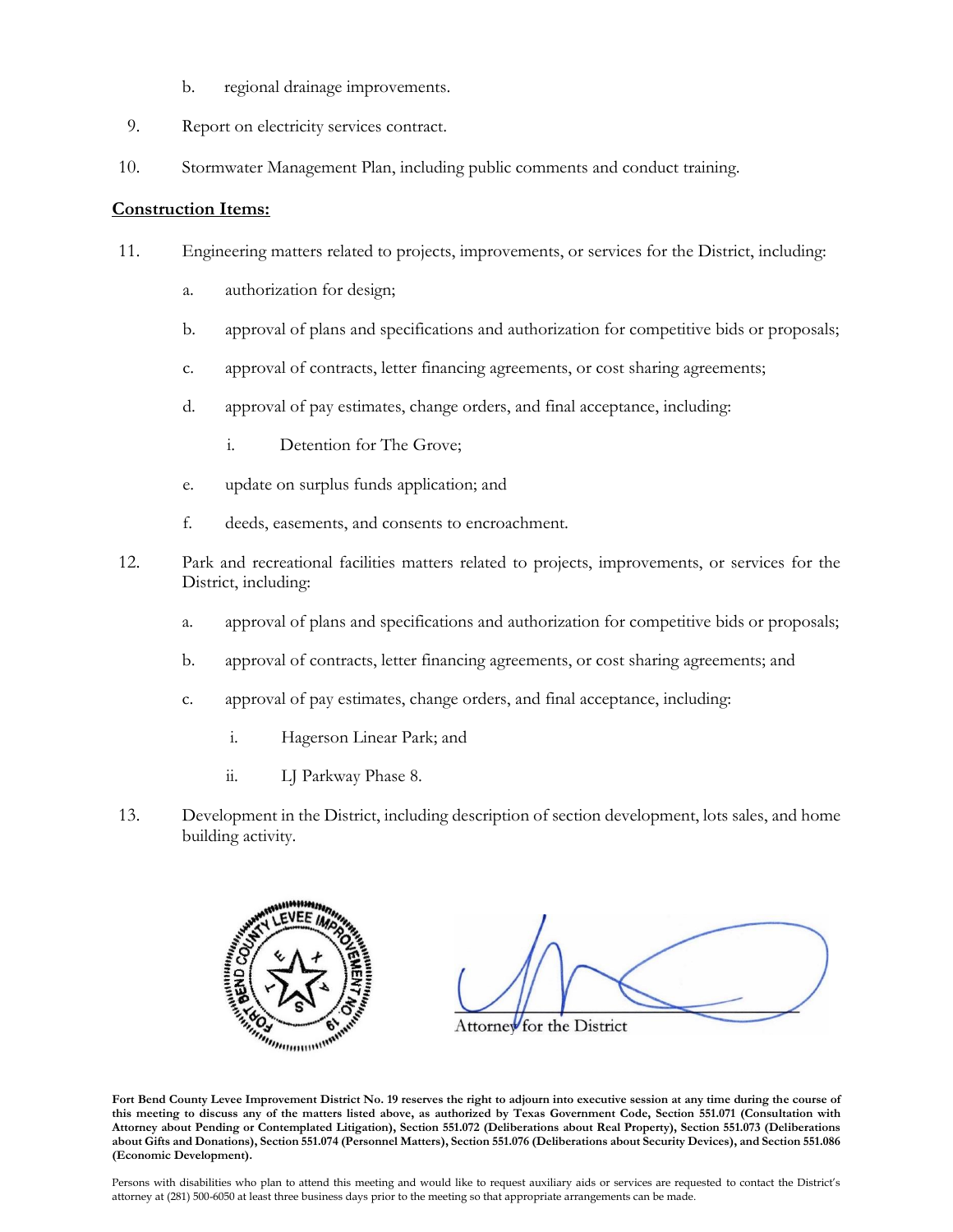b. regional drainage improvements.

9. Report on electricity services contract.

10. Stormwater Management Plan, including public comments and conduct training.

**Construction Items:**

11. Engineering matters related to projects, improvements, or services for the District, including:

    a. authorization for design;

    b. approval of plans and specifications and authorization for competitive bids or proposals;

    c. approval of contracts, letter financing agreements, or cost sharing agreements;

    d. approval of pay estimates, change orders, and final acceptance, including:

        i. Detention for The Grove;

    e. update on surplus funds application; and

    f. deeds, easements, and consents to encroachment.

12. Park and recreational facilities matters related to projects, improvements, or services for the District, including:

    a. approval of plans and specifications and authorization for competitive bids or proposals;

    b. approval of contracts, letter financing agreements, or cost sharing agreements; and

    c. approval of pay estimates, change orders, and final acceptance, including:

        i. Hagerson Linear Park; and

        ii. LJ Parkway Phase 8.

13. Development in the District, including description of section development, lots sales, and home building activity.

FORT BEND COUNTY LEVEE IMPROVEMENT NO. 19 — TEXAS

Attorney for the District

**Fort Bend County Levee Improvement District No. 19 reserves the right to adjourn into executive session at any time during the course of this meeting to discuss any of the matters listed above, as authorized by Texas Government Code, Section 551.071 (Consultation with Attorney about Pending or Contemplated Litigation), Section 551.072 (Deliberations about Real Property), Section 551.073 (Deliberations about Gifts and Donations), Section 551.074 (Personnel Matters), Section 551.076 (Deliberations about Security Devices), and Section 551.086 (Economic Development).**

Persons with disabilities who plan to attend this meeting and would like to request auxiliary aids or services are requested to contact the District's attorney at (281) 500-6050 at least three business days prior to the meeting so that appropriate arrangements can be made.